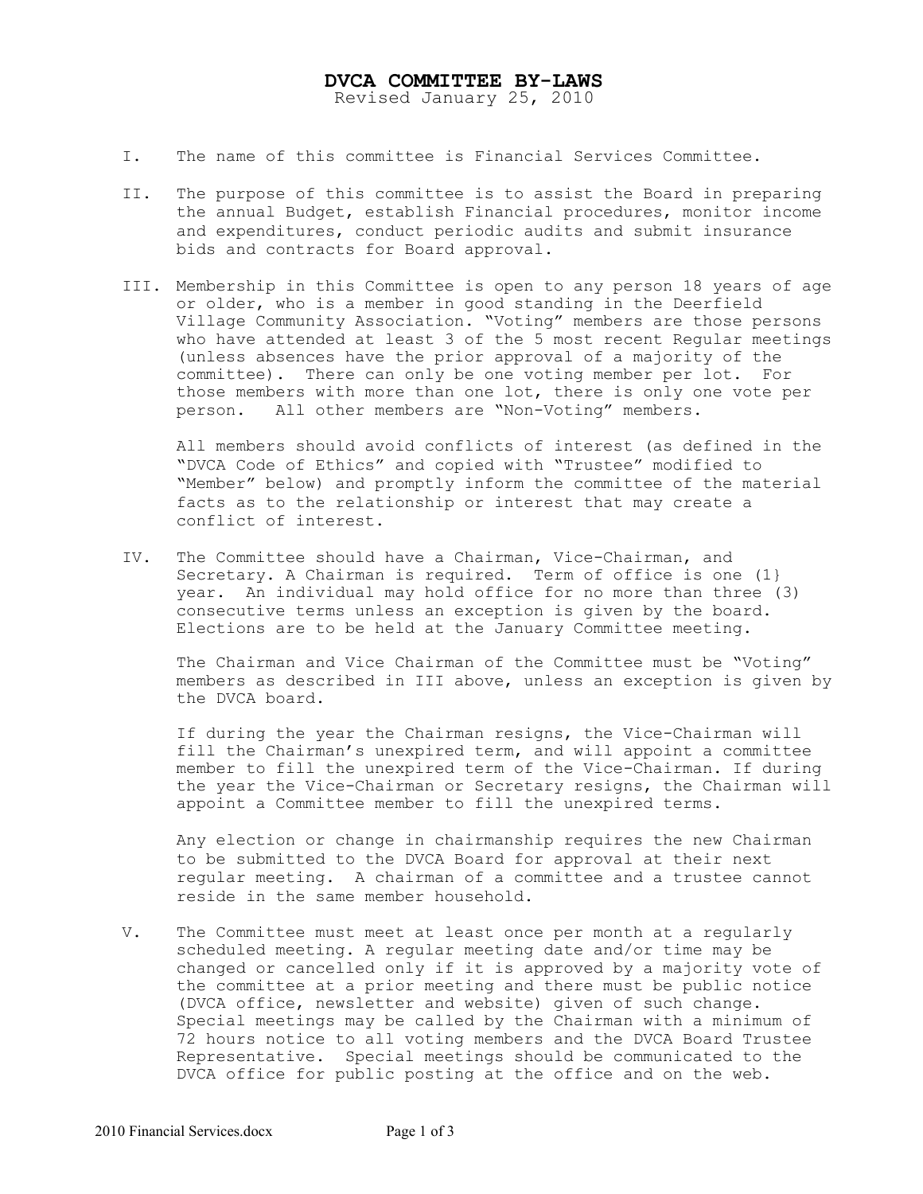# DVCA COMMITTEE BY-LAWS

Revised January 25, 2010

I. The name of this committee is Financial Services Committee.

II. The purpose of this committee is to assist the Board in preparing the annual Budget, establish Financial procedures, monitor income and expenditures, conduct periodic audits and submit insurance bids and contracts for Board approval.

III. Membership in this Committee is open to any person 18 years of age or older, who is a member in good standing in the Deerfield Village Community Association. "Voting" members are those persons who have attended at least 3 of the 5 most recent Regular meetings (unless absences have the prior approval of a majority of the committee). There can only be one voting member per lot. For those members with more than one lot, there is only one vote per person. All other members are "Non-Voting" members.

All members should avoid conflicts of interest (as defined in the "DVCA Code of Ethics" and copied with "Trustee" modified to "Member" below) and promptly inform the committee of the material facts as to the relationship or interest that may create a conflict of interest.

IV. The Committee should have a Chairman, Vice-Chairman, and Secretary. A Chairman is required. Term of office is one (1} year. An individual may hold office for no more than three (3) consecutive terms unless an exception is given by the board. Elections are to be held at the January Committee meeting.

The Chairman and Vice Chairman of the Committee must be "Voting" members as described in III above, unless an exception is given by the DVCA board.

If during the year the Chairman resigns, the Vice-Chairman will fill the Chairman's unexpired term, and will appoint a committee member to fill the unexpired term of the Vice-Chairman. If during the year the Vice-Chairman or Secretary resigns, the Chairman will appoint a Committee member to fill the unexpired terms.

Any election or change in chairmanship requires the new Chairman to be submitted to the DVCA Board for approval at their next regular meeting. A chairman of a committee and a trustee cannot reside in the same member household.

V. The Committee must meet at least once per month at a regularly scheduled meeting. A regular meeting date and/or time may be changed or cancelled only if it is approved by a majority vote of the committee at a prior meeting and there must be public notice (DVCA office, newsletter and website) given of such change. Special meetings may be called by the Chairman with a minimum of 72 hours notice to all voting members and the DVCA Board Trustee Representative. Special meetings should be communicated to the DVCA office for public posting at the office and on the web.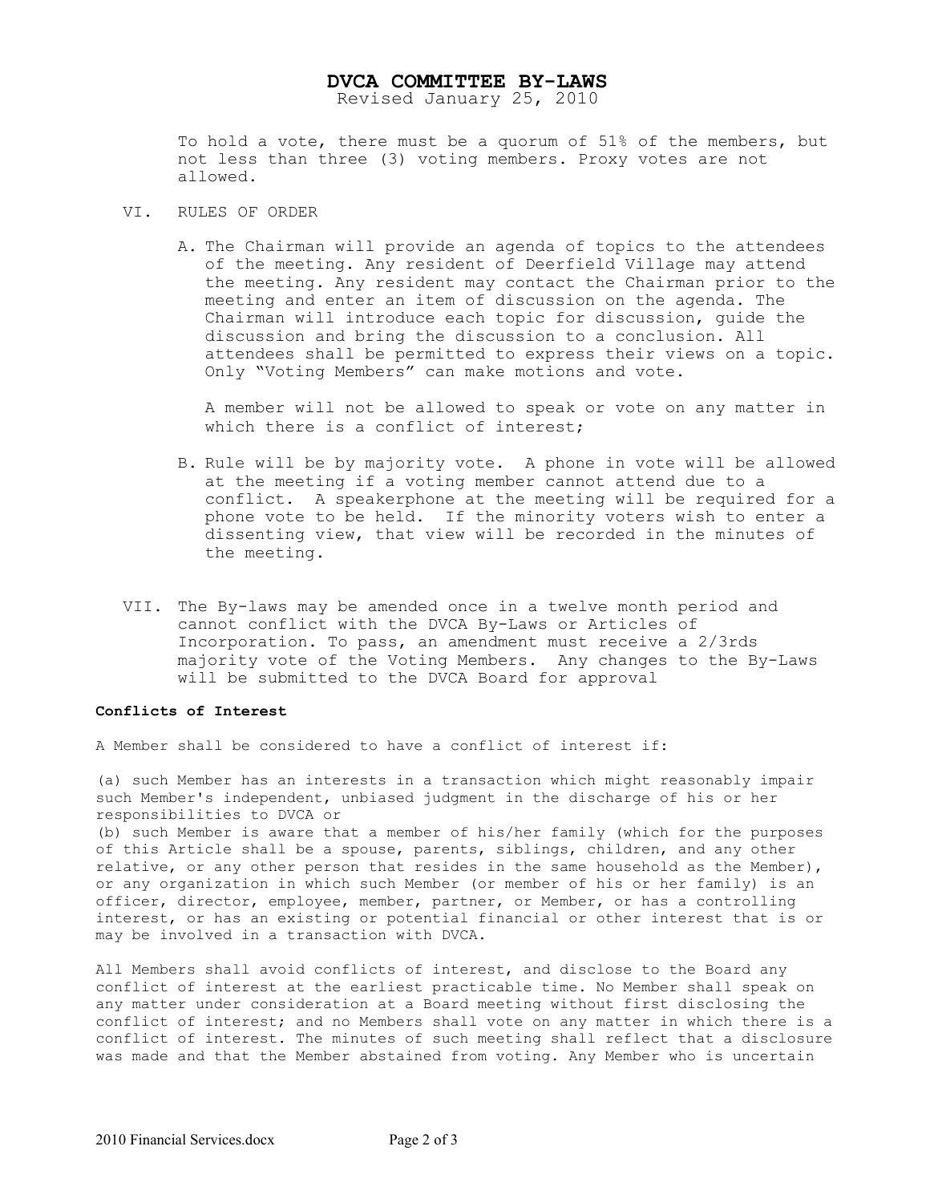To hold a vote, there must be a quorum of 51% of the members, but not less than three (3) voting members. Proxy votes are not allowed.

VI. RULES OF ORDER

A. The Chairman will provide an agenda of topics to the attendees of the meeting. Any resident of Deerfield Village may attend the meeting. Any resident may contact the Chairman prior to the meeting and enter an item of discussion on the agenda. The Chairman will introduce each topic for discussion, guide the discussion and bring the discussion to a conclusion. All attendees shall be permitted to express their views on a topic. Only "Voting Members" can make motions and vote.

A member will not be allowed to speak or vote on any matter in which there is a conflict of interest;

B. Rule will be by majority vote. A phone in vote will be allowed at the meeting if a voting member cannot attend due to a conflict. A speakerphone at the meeting will be required for a phone vote to be held. If the minority voters wish to enter a dissenting view, that view will be recorded in the minutes of the meeting.

VII. The By-laws may be amended once in a twelve month period and cannot conflict with the DVCA By-Laws or Articles of Incorporation. To pass, an amendment must receive a 2/3rds majority vote of the Voting Members. Any changes to the By-Laws will be submitted to the DVCA Board for approval

**Conflicts of Interest**

A Member shall be considered to have a conflict of interest if:

(a) such Member has an interests in a transaction which might reasonably impair such Member's independent, unbiased judgment in the discharge of his or her responsibilities to DVCA or
(b) such Member is aware that a member of his/her family (which for the purposes of this Article shall be a spouse, parents, siblings, children, and any other relative, or any other person that resides in the same household as the Member), or any organization in which such Member (or member of his or her family) is an officer, director, employee, member, partner, or Member, or has a controlling interest, or has an existing or potential financial or other interest that is or may be involved in a transaction with DVCA.

All Members shall avoid conflicts of interest, and disclose to the Board any conflict of interest at the earliest practicable time. No Member shall speak on any matter under consideration at a Board meeting without first disclosing the conflict of interest; and no Members shall vote on any matter in which there is a conflict of interest. The minutes of such meeting shall reflect that a disclosure was made and that the Member abstained from voting. Any Member who is uncertain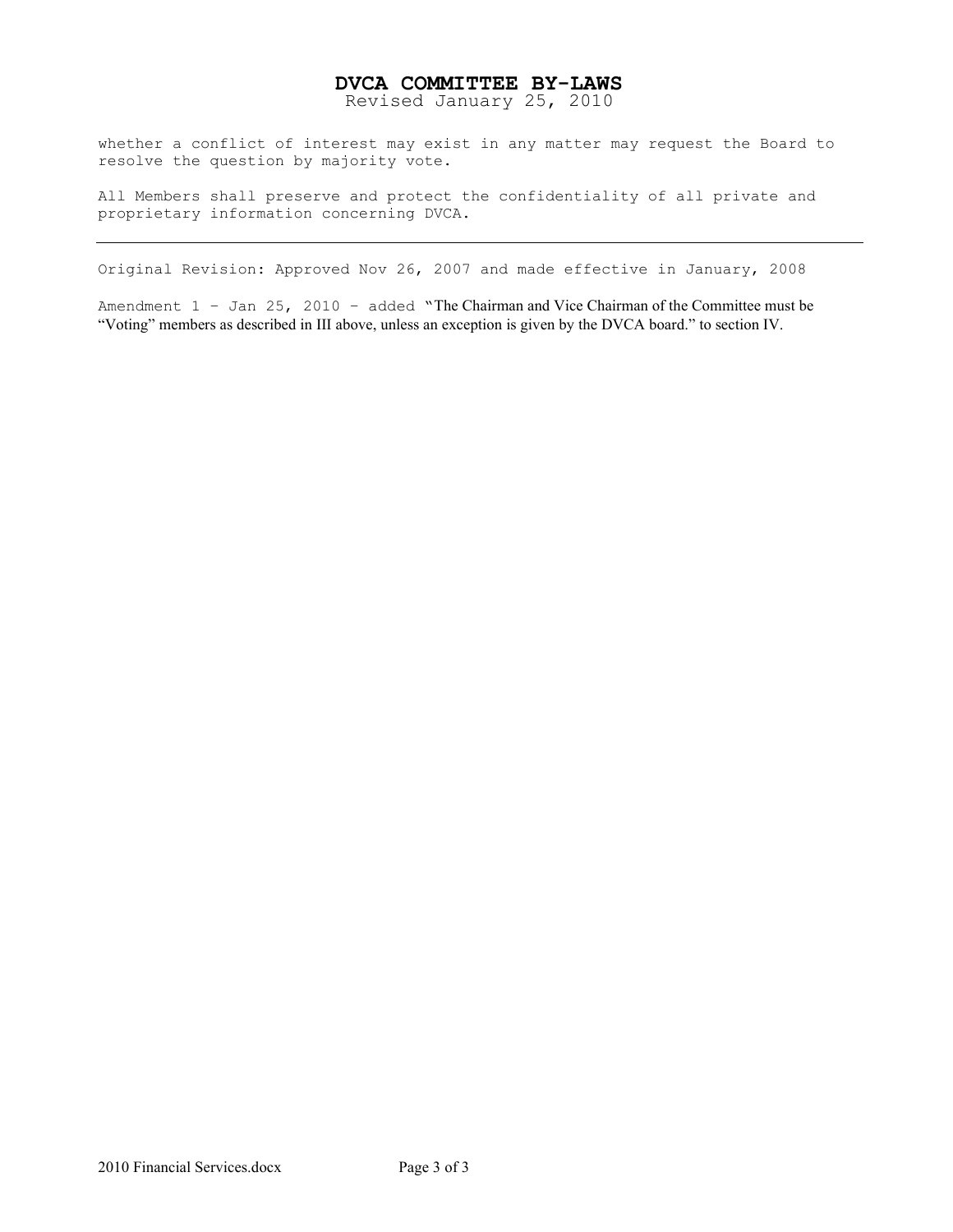whether a conflict of interest may exist in any matter may request the Board to resolve the question by majority vote.

All Members shall preserve and protect the confidentiality of all private and proprietary information concerning DVCA.

---

Original Revision: Approved Nov 26, 2007 and made effective in January, 2008

Amendment 1 – Jan 25, 2010 – added "The Chairman and Vice Chairman of the Committee must be "Voting" members as described in III above, unless an exception is given by the DVCA board." to section IV.